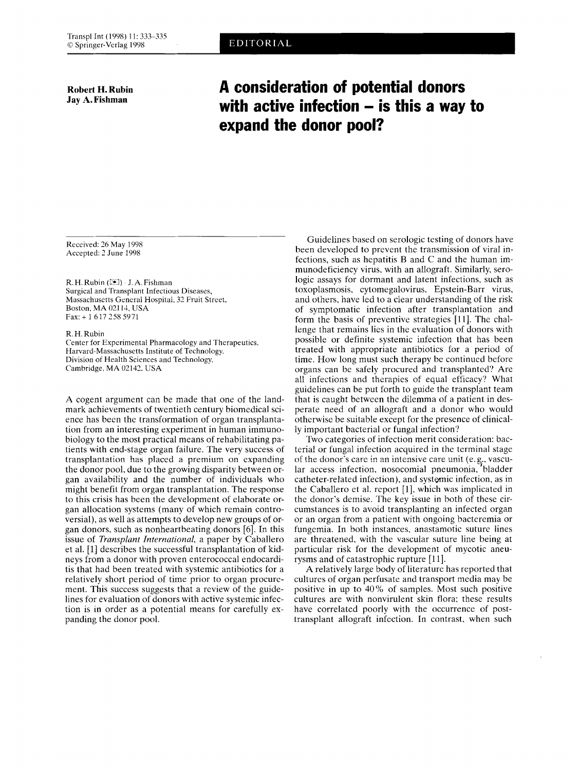EDITORIAL

**Robert H. Rubin**
**Jay A. Fishman**

# A consideration of potential donors with active infection – is this a way to expand the donor pool?

Received: 26 May 1998
Accepted: 2 June 1998

R. H. Rubin (✉) · J. A. Fishman
Surgical and Transplant Infectious Diseases, Massachusetts General Hospital, 32 Fruit Street, Boston, MA 02114, USA
Fax: + 1 617 258 5971

R. H. Rubin
Center for Experimental Pharmacology and Therapeutics, Harvard-Massachusetts Institute of Technology, Division of Health Sciences and Technology, Cambridge, MA 02142, USA

A cogent argument can be made that one of the landmark achievements of twentieth century biomedical science has been the transformation of organ transplantation from an interesting experiment in human immunobiology to the most practical means of rehabilitating patients with end-stage organ failure. The very success of transplantation has placed a premium on expanding the donor pool, due to the growing disparity between organ availability and the number of individuals who might benefit from organ transplantation. The response to this crisis has been the development of elaborate organ allocation systems (many of which remain controversial), as well as attempts to develop new groups of organ donors, such as nonheartbeating donors [6]. In this issue of *Transplant International*, a paper by Caballero et al. [1] describes the successful transplantation of kidneys from a donor with proven enterococcal endocarditis that had been treated with systemic antibiotics for a relatively short period of time prior to organ procurement. This success suggests that a review of the guidelines for evaluation of donors with active systemic infection is in order as a potential means for carefully expanding the donor pool.

Guidelines based on serologic testing of donors have been developed to prevent the transmission of viral infections, such as hepatitis B and C and the human immunodeficiency virus, with an allograft. Similarly, serologic assays for dormant and latent infections, such as toxoplasmosis, cytomegalovirus, Epstein-Barr virus, and others, have led to a clear understanding of the risk of symptomatic infection after transplantation and form the basis of preventive strategies [11]. The challenge that remains lies in the evaluation of donors with possible or definite systemic infection that has been treated with appropriate antibiotics for a period of time. How long must such therapy be continued before organs can be safely procured and transplanted? Are all infections and therapies of equal efficacy? What guidelines can be put forth to guide the transplant team that is caught between the dilemma of a patient in desperate need of an allograft and a donor who would otherwise be suitable except for the presence of clinically important bacterial or fungal infection?

Two categories of infection merit consideration: bacterial or fungal infection acquired in the terminal stage of the donor's care in an intensive care unit (e.g., vascular access infection, nosocomial pneumonia, bladder catheter-related infection), and systemic infection, as in the Caballero et al. report [1], which was implicated in the donor's demise. The key issue in both of these circumstances is to avoid transplanting an infected organ or an organ from a patient with ongoing bacteremia or fungemia. In both instances, anastamotic suture lines are threatened, with the vascular suture line being at particular risk for the development of mycotic aneurysms and of catastrophic rupture [11].

A relatively large body of literature has reported that cultures of organ perfusate and transport media may be positive in up to 40% of samples. Most such positive cultures are with nonvirulent skin flora; these results have correlated poorly with the occurrence of posttransplant allograft infection. In contrast, when such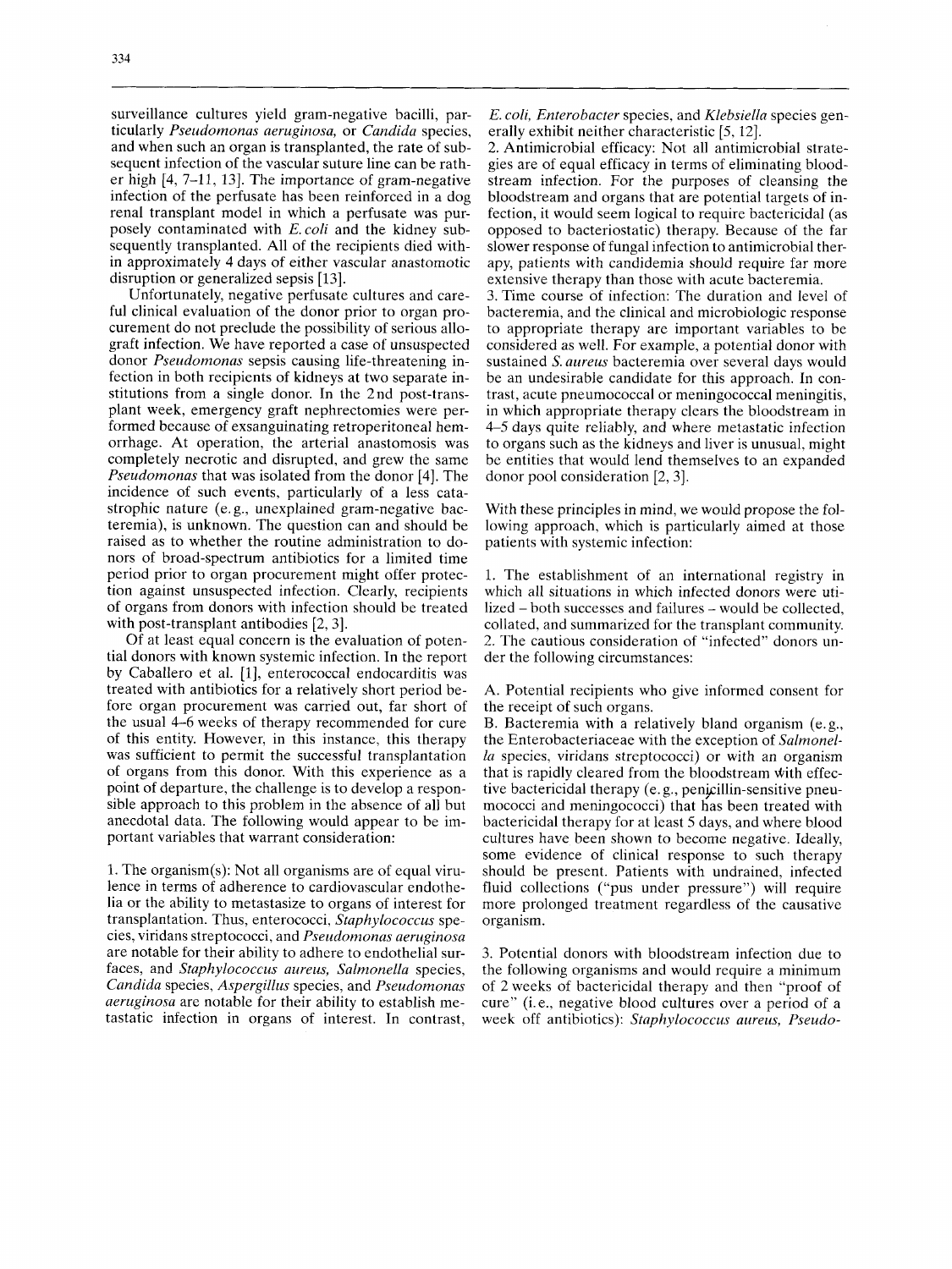surveillance cultures yield gram-negative bacilli, particularly *Pseudomonas aeruginosa*, or *Candida* species, and when such an organ is transplanted, the rate of subsequent infection of the vascular suture line can be rather high [4, 7–11, 13]. The importance of gram-negative infection of the perfusate has been reinforced in a dog renal transplant model in which a perfusate was purposely contaminated with *E. coli* and the kidney subsequently transplanted. All of the recipients died within approximately 4 days of either vascular anastomotic disruption or generalized sepsis [13].

Unfortunately, negative perfusate cultures and careful clinical evaluation of the donor prior to organ procurement do not preclude the possibility of serious allograft infection. We have reported a case of unsuspected donor *Pseudomonas* sepsis causing life-threatening infection in both recipients of kidneys at two separate institutions from a single donor. In the 2nd post-transplant week, emergency graft nephrectomies were performed because of exsanguinating retroperitoneal hemorrhage. At operation, the arterial anastomosis was completely necrotic and disrupted, and grew the same *Pseudomonas* that was isolated from the donor [4]. The incidence of such events, particularly of a less catastrophic nature (e.g., unexplained gram-negative bacteremia), is unknown. The question can and should be raised as to whether the routine administration to donors of broad-spectrum antibiotics for a limited time period prior to organ procurement might offer protection against unsuspected infection. Clearly, recipients of organs from donors with infection should be treated with post-transplant antibodies [2, 3].

Of at least equal concern is the evaluation of potential donors with known systemic infection. In the report by Caballero et al. [1], enterococcal endocarditis was treated with antibiotics for a relatively short period before organ procurement was carried out, far short of the usual 4–6 weeks of therapy recommended for cure of this entity. However, in this instance, this therapy was sufficient to permit the successful transplantation of organs from this donor. With this experience as a point of departure, the challenge is to develop a responsible approach to this problem in the absence of all but anecdotal data. The following would appear to be important variables that warrant consideration:

1. The organism(s): Not all organisms are of equal virulence in terms of adherence to cardiovascular endothelia or the ability to metastasize to organs of interest for transplantation. Thus, enterococci, *Staphylococcus* species, viridans streptococci, and *Pseudomonas aeruginosa* are notable for their ability to adhere to endothelial surfaces, and *Staphylococcus aureus*, *Salmonella* species, *Candida* species, *Aspergillus* species, and *Pseudomonas aeruginosa* are notable for their ability to establish metastatic infection in organs of interest. In contrast, *E. coli*, *Enterobacter* species, and *Klebsiella* species generally exhibit neither characteristic [5, 12].
2. Antimicrobial efficacy: Not all antimicrobial strategies are of equal efficacy in terms of eliminating bloodstream infection. For the purposes of cleansing the bloodstream and organs that are potential targets of infection, it would seem logical to require bactericidal (as opposed to bacteriostatic) therapy. Because of the far slower response of fungal infection to antimicrobial therapy, patients with candidemia should require far more extensive therapy than those with acute bacteremia.
3. Time course of infection: The duration and level of bacteremia, and the clinical and microbiologic response to appropriate therapy are important variables to be considered as well. For example, a potential donor with sustained *S. aureus* bacteremia over several days would be an undesirable candidate for this approach. In contrast, acute pneumococcal or meningococcal meningitis, in which appropriate therapy clears the bloodstream in 4–5 days quite reliably, and where metastatic infection to organs such as the kidneys and liver is unusual, might be entities that would lend themselves to an expanded donor pool consideration [2, 3].

With these principles in mind, we would propose the following approach, which is particularly aimed at those patients with systemic infection:

1. The establishment of an international registry in which all situations in which infected donors were utilized – both successes and failures – would be collected, collated, and summarized for the transplant community.
2. The cautious consideration of "infected" donors under the following circumstances:

A. Potential recipients who give informed consent for the receipt of such organs.

B. Bacteremia with a relatively bland organism (e.g., the Enterobacteriaceae with the exception of *Salmonella* species, viridans streptococci) or with an organism that is rapidly cleared from the bloodstream with effective bactericidal therapy (e.g., penicillin-sensitive pneumococci and meningococci) that has been treated with bactericidal therapy for at least 5 days, and where blood cultures have been shown to become negative. Ideally, some evidence of clinical response to such therapy should be present. Patients with undrained, infected fluid collections ("pus under pressure") will require more prolonged treatment regardless of the causative organism.

3. Potential donors with bloodstream infection due to the following organisms and would require a minimum of 2 weeks of bactericidal therapy and then "proof of cure" (i.e., negative blood cultures over a period of a week off antibiotics): *Staphylococcus aureus*, *Pseudo-*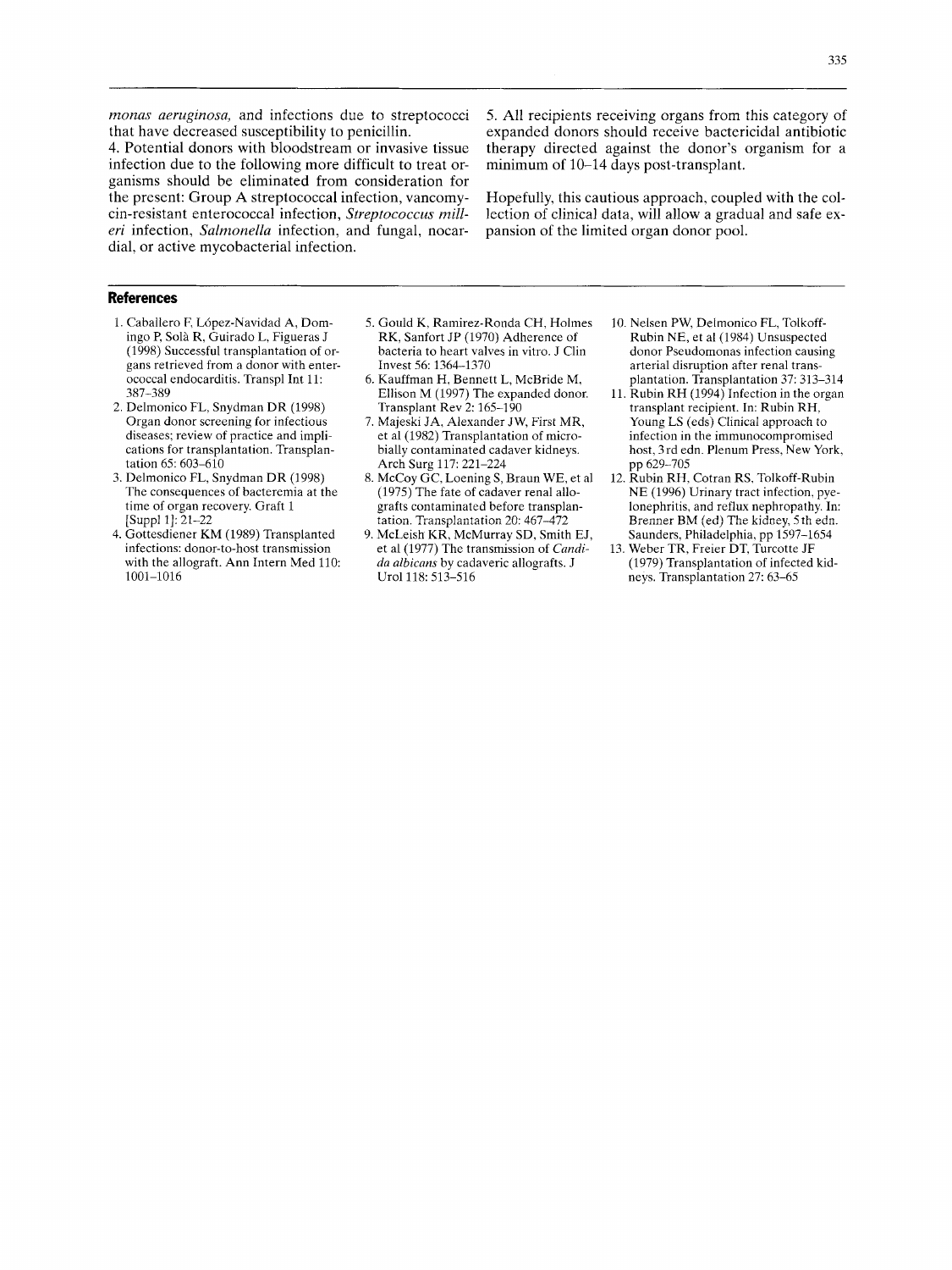*monas aeruginosa,* and infections due to streptococci that have decreased susceptibility to penicillin.

4. Potential donors with bloodstream or invasive tissue infection due to the following more difficult to treat organisms should be eliminated from consideration for the present: Group A streptococcal infection, vancomycin-resistant enterococcal infection, *Streptococcus milleri* infection, *Salmonella* infection, and fungal, nocardial, or active mycobacterial infection.

5. All recipients receiving organs from this category of expanded donors should receive bactericidal antibiotic therapy directed against the donor's organism for a minimum of 10–14 days post-transplant.

Hopefully, this cautious approach, coupled with the collection of clinical data, will allow a gradual and safe expansion of the limited organ donor pool.

## References

1. Caballero F, López-Navidad A, Domingo P, Solà R, Guirado L, Figueras J (1998) Successful transplantation of organs retrieved from a donor with enterococcal endocarditis. Transpl Int 11: 387–389
2. Delmonico FL, Snydman DR (1998) Organ donor screening for infectious diseases; review of practice and implications for transplantation. Transplantation 65: 603–610
3. Delmonico FL, Snydman DR (1998) The consequences of bacteremia at the time of organ recovery. Graft 1 [Suppl 1]: 21–22
4. Gottesdiener KM (1989) Transplanted infections: donor-to-host transmission with the allograft. Ann Intern Med 110: 1001–1016
5. Gould K, Ramirez-Ronda CH, Holmes RK, Sanfort JP (1970) Adherence of bacteria to heart valves in vitro. J Clin Invest 56: 1364–1370
6. Kauffman H, Bennett L, McBride M, Ellison M (1997) The expanded donor. Transplant Rev 2: 165–190
7. Majeski JA, Alexander JW, First MR, et al (1982) Transplantation of microbially contaminated cadaver kidneys. Arch Surg 117: 221–224
8. McCoy GC, Loening S, Braun WE, et al (1975) The fate of cadaver renal allografts contaminated before transplantation. Transplantation 20: 467–472
9. McLeish KR, McMurray SD, Smith EJ, et al (1977) The transmission of *Candida albicans* by cadaveric allografts. J Urol 118: 513–516
10. Nelsen PW, Delmonico FL, Tolkoff-Rubin NE, et al (1984) Unsuspected donor Pseudomonas infection causing arterial disruption after renal transplantation. Transplantation 37: 313–314
11. Rubin RH (1994) Infection in the organ transplant recipient. In: Rubin RH, Young LS (eds) Clinical approach to infection in the immunocompromised host, 3rd edn. Plenum Press, New York, pp 629–705
12. Rubin RH, Cotran RS, Tolkoff-Rubin NE (1996) Urinary tract infection, pyelonephritis, and reflux nephropathy. In: Brenner BM (ed) The kidney, 5th edn. Saunders, Philadelphia, pp 1597–1654
13. Weber TR, Freier DT, Turcotte JF (1979) Transplantation of infected kidneys. Transplantation 27: 63–65